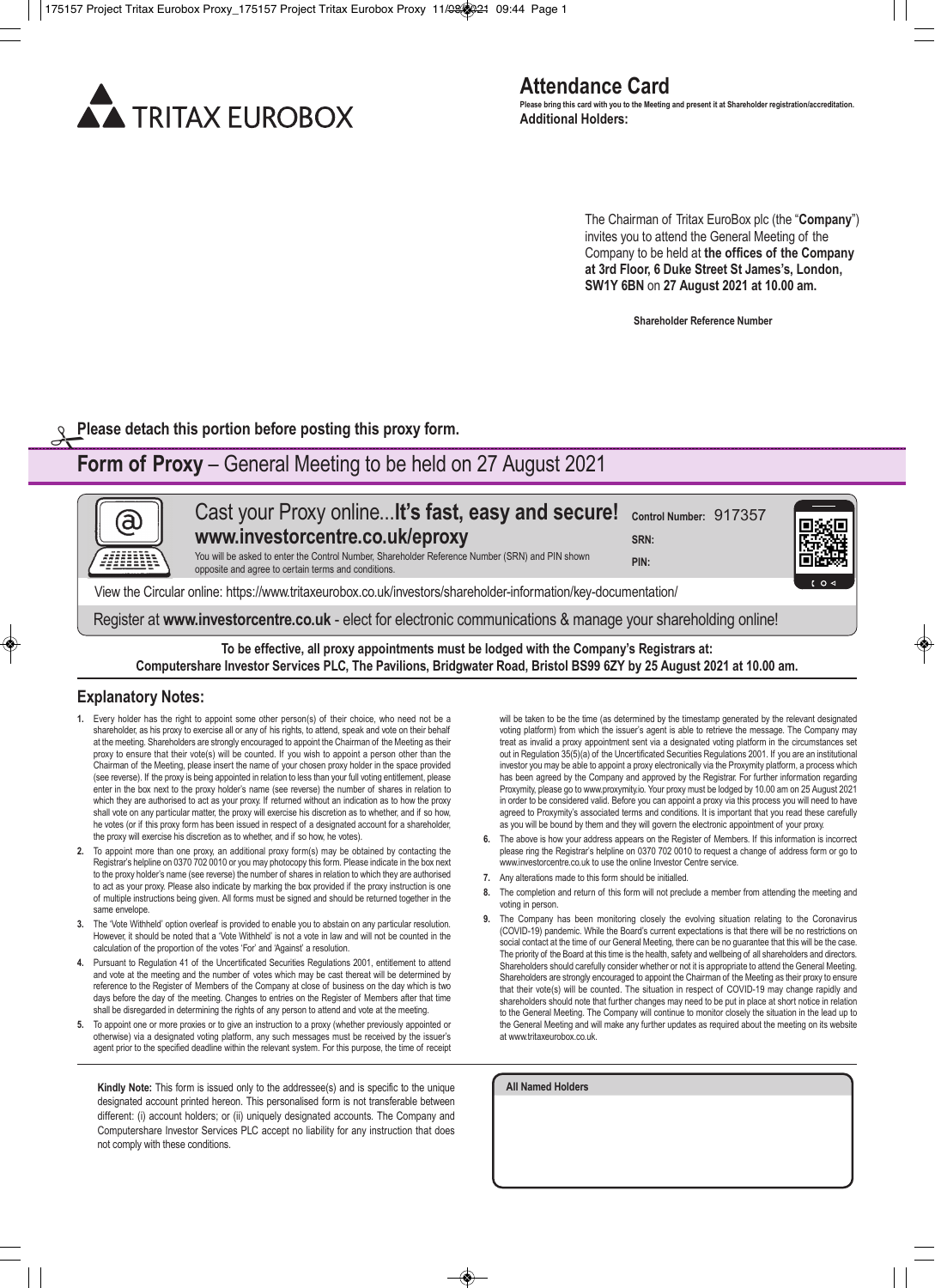TRITAX EUROBOX

# Attendance Card

Please bring this card with you to the Meeting and present it at Shareholder registration/accreditation.

**Additional Holders:**

The Chairman of Tritax EuroBox plc (the "**Company**") invites you to attend the General Meeting of the Company to be held at **the offices of the Company at 3rd Floor, 6 Duke Street St James's, London, SW1Y 6BN** on **27 August 2021 at 10.00 am.**

**Shareholder Reference Number**

**Please detach this portion before posting this proxy form.**

## Form of Proxy – General Meeting to be held on 27 August 2021

Cast your Proxy online...**It's fast, easy and secure!**
**www.investorcentre.co.uk/eproxy**

You will be asked to enter the Control Number, Shareholder Reference Number (SRN) and PIN shown opposite and agree to certain terms and conditions.

**Control Number:** 917357
**SRN:**
**PIN:**

View the Circular online: https://www.tritaxeurobox.co.uk/investors/shareholder-information/key-documentation/

Register at **www.investorcentre.co.uk** - elect for electronic communications & manage your shareholding online!

**To be effective, all proxy appointments must be lodged with the Company's Registrars at: Computershare Investor Services PLC, The Pavilions, Bridgwater Road, Bristol BS99 6ZY by 25 August 2021 at 10.00 am.**

## Explanatory Notes:

1. Every holder has the right to appoint some other person(s) of their choice, who need not be a shareholder, as his proxy to exercise all or any of his rights, to attend, speak and vote on their behalf at the meeting. Shareholders are strongly encouraged to appoint the Chairman of the Meeting as their proxy to ensure that their vote(s) will be counted. If you wish to appoint a person other than the Chairman of the Meeting, please insert the name of your chosen proxy holder in the space provided (see reverse). If the proxy is being appointed in relation to less than your full voting entitlement, please enter in the box next to the proxy holder's name (see reverse) the number of shares in relation to which they are authorised to act as your proxy. If returned without an indication as to how the proxy shall vote on any particular matter, the proxy will exercise his discretion as to whether, and if so how, he votes (or if this proxy form has been issued in respect of a designated account for a shareholder, the proxy will exercise his discretion as to whether, and if so how, he votes).
2. To appoint more than one proxy, an additional proxy form(s) may be obtained by contacting the Registrar's helpline on 0370 702 0010 or you may photocopy this form. Please indicate in the box next to the proxy holder's name (see reverse) the number of shares in relation to which they are authorised to act as your proxy. Please also indicate by marking the box provided if the proxy instruction is one of multiple instructions being given. All forms must be signed and should be returned together in the same envelope.
3. The 'Vote Withheld' option overleaf is provided to enable you to abstain on any particular resolution. However, it should be noted that a 'Vote Withheld' is not a vote in law and will not be counted in the calculation of the proportion of the votes 'For' and 'Against' a resolution.
4. Pursuant to Regulation 41 of the Uncertificated Securities Regulations 2001, entitlement to attend and vote at the meeting and the number of votes which may be cast thereat will be determined by reference to the Register of Members of the Company at close of business on the day which is two days before the day of the meeting. Changes to entries on the Register of Members after that time shall be disregarded in determining the rights of any person to attend and vote at the meeting.
5. To appoint one or more proxies or to give an instruction to a proxy (whether previously appointed or otherwise) via a designated voting platform, any such messages must be received by the issuer's agent prior to the specified deadline within the relevant system. For this purpose, the time of receipt will be taken to be the time (as determined by the timestamp generated by the relevant designated voting platform) from which the issuer's agent is able to retrieve the message. The Company may treat as invalid a proxy appointment sent via a designated voting platform in the circumstances set out in Regulation 35(5)(a) of the Uncertificated Securities Regulations 2001. If you are an institutional investor you may be able to appoint a proxy electronically via the Proxymity platform, a process which has been agreed by the Company and approved by the Registrar. For further information regarding Proxymity, please go to www.proxymity.io. Your proxy must be lodged by 10.00 am on 25 August 2021 in order to be considered valid. Before you can appoint a proxy via this process you will need to have agreed to Proxymity's associated terms and conditions. It is important that you read these carefully as you will be bound by them and they will govern the electronic appointment of your proxy.
6. The above is how your address appears on the Register of Members. If this information is incorrect please ring the Registrar's helpline on 0370 702 0010 to request a change of address form or go to www.investorcentre.co.uk to use the online Investor Centre service.
7. Any alterations made to this form should be initialled.
8. The completion and return of this form will not preclude a member from attending the meeting and voting in person.
9. The Company has been monitoring closely the evolving situation relating to the Coronavirus (COVID-19) pandemic. While the Board's current expectations is that there will be no restrictions on social contact at the time of our General Meeting, there can be no guarantee that this will be the case. The priority of the Board at this time is the health, safety and wellbeing of all shareholders and directors. Shareholders should carefully consider whether or not it is appropriate to attend the General Meeting. Shareholders are strongly encouraged to appoint the Chairman of the Meeting as their proxy to ensure that their vote(s) will be counted. The situation in respect of COVID-19 may change rapidly and shareholders should note that further changes may need to be put in place at short notice in relation to the General Meeting. The Company will continue to monitor closely the situation in the lead up to the General Meeting and will make any further updates as required about the meeting on its website at www.tritaxeurobox.co.uk.

**Kindly Note:** This form is issued only to the addressee(s) and is specific to the unique designated account printed hereon. This personalised form is not transferable between different: (i) account holders; or (ii) uniquely designated accounts. The Company and Computershare Investor Services PLC accept no liability for any instruction that does not comply with these conditions.

**All Named Holders**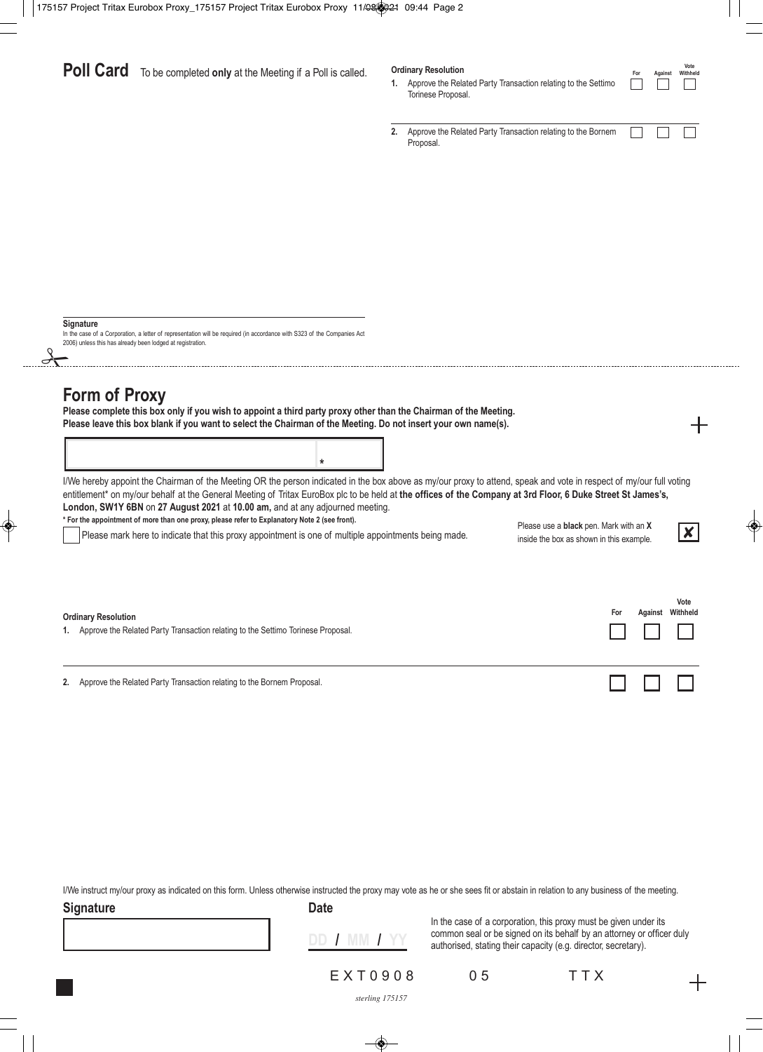## Poll Card

To be completed **only** at the Meeting if a Poll is called.

| Ordinary Resolution | For | Against | Vote Withheld |
|---|---|---|---|
| 1. Approve the Related Party Transaction relating to the Settimo Torinese Proposal. | ☐ | ☐ | ☐ |
| 2. Approve the Related Party Transaction relating to the Bornem Proposal. | ☐ | ☐ | ☐ |

**Signature**

In the case of a Corporation, a letter of representation will be required (in accordance with S323 of the Companies Act 2006) unless this has already been lodged at registration.

## Form of Proxy

**Please complete this box only if you wish to appoint a third party proxy other than the Chairman of the Meeting.**
**Please leave this box blank if you want to select the Chairman of the Meeting. Do not insert your own name(s).**

*

I/We hereby appoint the Chairman of the Meeting OR the person indicated in the box above as my/our proxy to attend, speak and vote in respect of my/our full voting entitlement* on my/our behalf at the General Meeting of Tritax EuroBox plc to be held at **the offices of the Company at 3rd Floor, 6 Duke Street St James's, London, SW1Y 6BN** on **27 August 2021** at **10.00 am,** and at any adjourned meeting.

**\* For the appointment of more than one proxy, please refer to Explanatory Note 2 (see front).**

☐ Please mark here to indicate that this proxy appointment is one of multiple appointments being made.

Please use a **black** pen. Mark with an **X** inside the box as shown in this example. ☒

| Ordinary Resolution | For | Against | Vote Withheld |
|---|---|---|---|
| 1. Approve the Related Party Transaction relating to the Settimo Torinese Proposal. | ☐ | ☐ | ☐ |
| 2. Approve the Related Party Transaction relating to the Bornem Proposal. | ☐ | ☐ | ☐ |

I/We instruct my/our proxy as indicated on this form. Unless otherwise instructed the proxy may vote as he or she sees fit or abstain in relation to any business of the meeting.

**Signature**

**Date**

DD / MM / YY

In the case of a corporation, this proxy must be given under its common seal or be signed on its behalf by an attorney or officer duly authorised, stating their capacity (e.g. director, secretary).

EXT0908 05 TTX